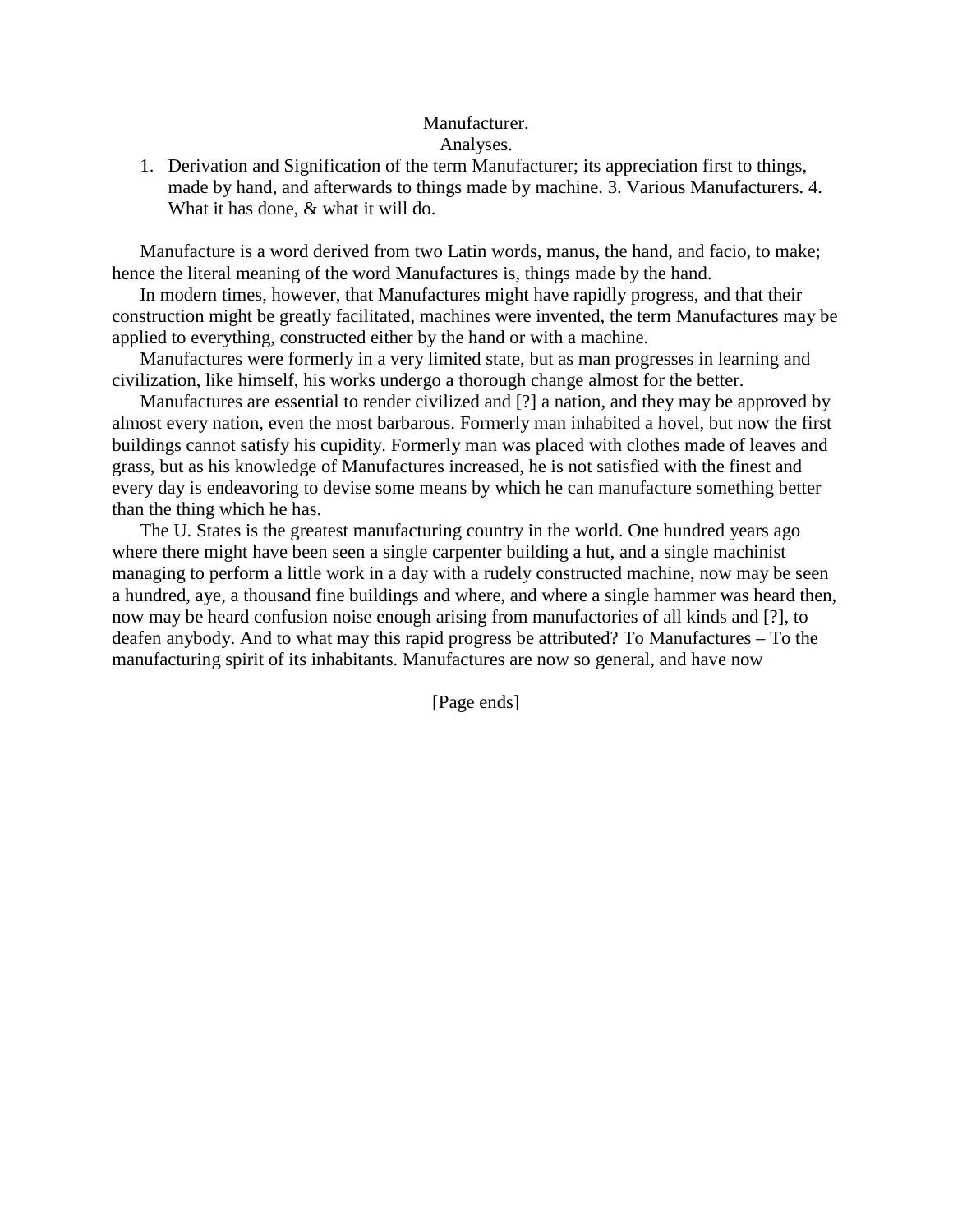Manufacturer.

Analyses.

1. Derivation and Signification of the term Manufacturer; its appreciation first to things, made by hand, and afterwards to things made by machine. 3. Various Manufacturers. 4. What it has done, & what it will do.

Manufacture is a word derived from two Latin words, manus, the hand, and facio, to make; hence the literal meaning of the word Manufactures is, things made by the hand.

In modern times, however, that Manufactures might have rapidly progress, and that their construction might be greatly facilitated, machines were invented, the term Manufactures may be applied to everything, constructed either by the hand or with a machine.

Manufactures were formerly in a very limited state, but as man progresses in learning and civilization, like himself, his works undergo a thorough change almost for the better.

Manufactures are essential to render civilized and [?] a nation, and they may be approved by almost every nation, even the most barbarous. Formerly man inhabited a hovel, but now the first buildings cannot satisfy his cupidity. Formerly man was placed with clothes made of leaves and grass, but as his knowledge of Manufactures increased, he is not satisfied with the finest and every day is endeavoring to devise some means by which he can manufacture something better than the thing which he has.

The U. States is the greatest manufacturing country in the world. One hundred years ago where there might have been seen a single carpenter building a hut, and a single machinist managing to perform a little work in a day with a rudely constructed machine, now may be seen a hundred, aye, a thousand fine buildings and where, and where a single hammer was heard then, now may be heard ~~confusion~~ noise enough arising from manufactories of all kinds and [?], to deafen anybody. And to what may this rapid progress be attributed? To Manufactures – To the manufacturing spirit of its inhabitants. Manufactures are now so general, and have now

[Page ends]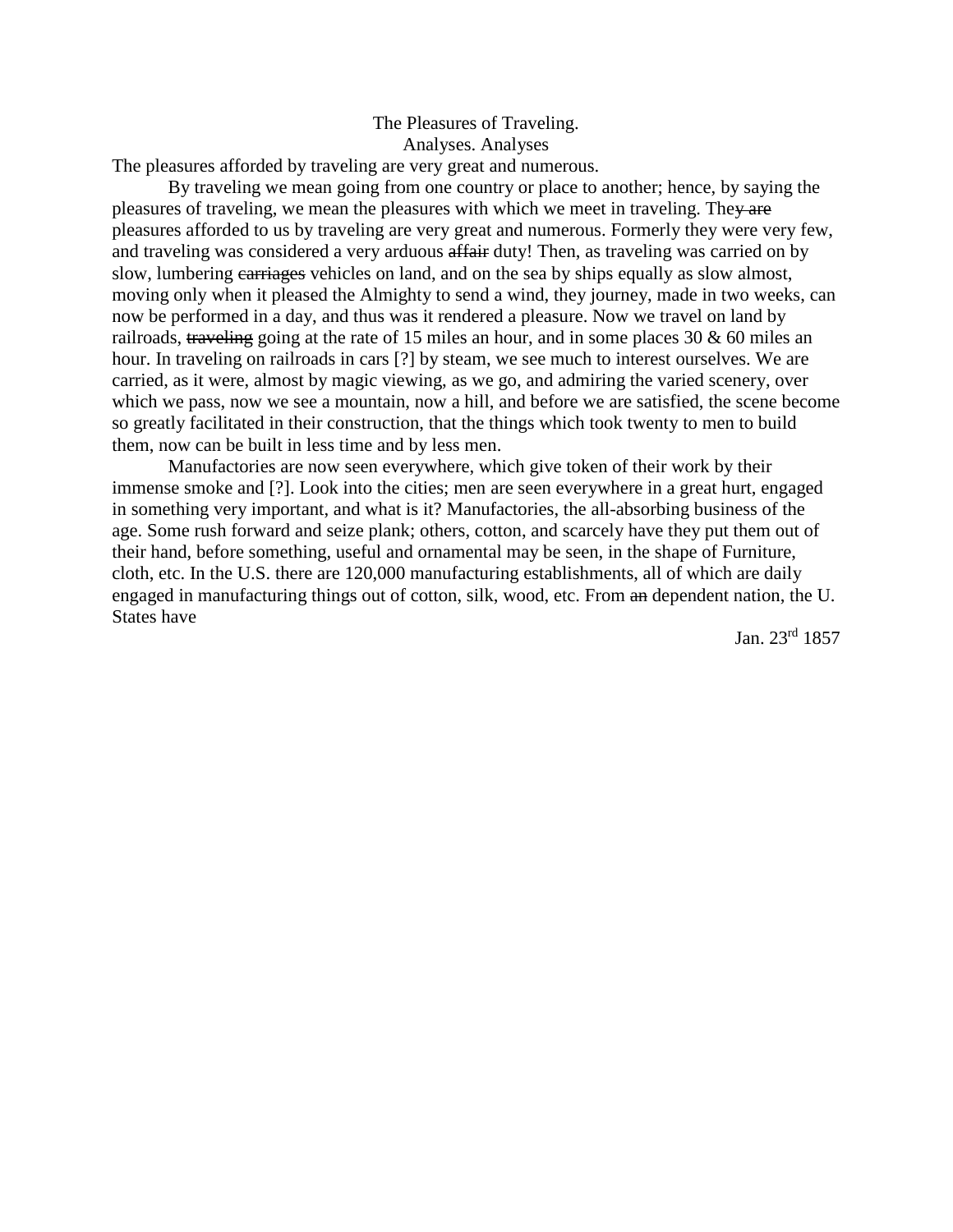The Pleasures of Traveling.

Analyses. Analyses

The pleasures afforded by traveling are very great and numerous.

By traveling we mean going from one country or place to another; hence, by saying the pleasures of traveling, we mean the pleasures with which we meet in traveling. The~~y are~~ pleasures afforded to us by traveling are very great and numerous. Formerly they were very few, and traveling was considered a very arduous ~~affair~~ duty! Then, as traveling was carried on by slow, lumbering ~~carriages~~ vehicles on land, and on the sea by ships equally as slow almost, moving only when it pleased the Almighty to send a wind, they journey, made in two weeks, can now be performed in a day, and thus was it rendered a pleasure. Now we travel on land by railroads, ~~traveling~~ going at the rate of 15 miles an hour, and in some places 30 & 60 miles an hour. In traveling on railroads in cars [?] by steam, we see much to interest ourselves. We are carried, as it were, almost by magic viewing, as we go, and admiring the varied scenery, over which we pass, now we see a mountain, now a hill, and before we are satisfied, the scene become so greatly facilitated in their construction, that the things which took twenty to men to build them, now can be built in less time and by less men.

Manufactories are now seen everywhere, which give token of their work by their immense smoke and [?]. Look into the cities; men are seen everywhere in a great hurt, engaged in something very important, and what is it? Manufactories, the all-absorbing business of the age. Some rush forward and seize plank; others, cotton, and scarcely have they put them out of their hand, before something, useful and ornamental may be seen, in the shape of Furniture, cloth, etc. In the U.S. there are 120,000 manufacturing establishments, all of which are daily engaged in manufacturing things out of cotton, silk, wood, etc. From ~~an~~ dependent nation, the U. States have

Jan. 23rd 1857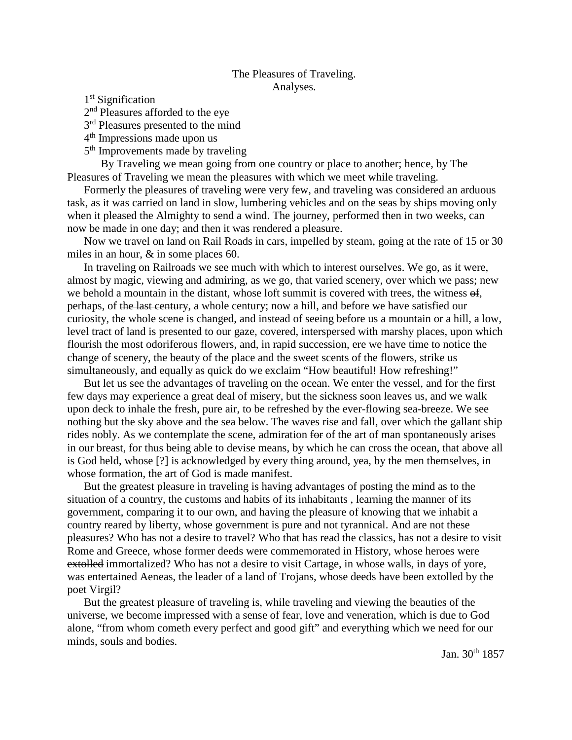# The Pleasures of Traveling.

## Analyses.

1st Signification
2nd Pleasures afforded to the eye
3rd Pleasures presented to the mind
4th Impressions made upon us
5th Improvements made by traveling

By Traveling we mean going from one country or place to another; hence, by The Pleasures of Traveling we mean the pleasures with which we meet while traveling.

Formerly the pleasures of traveling were very few, and traveling was considered an arduous task, as it was carried on land in slow, lumbering vehicles and on the seas by ships moving only when it pleased the Almighty to send a wind. The journey, performed then in two weeks, can now be made in one day; and then it was rendered a pleasure.

Now we travel on land on Rail Roads in cars, impelled by steam, going at the rate of 15 or 30 miles in an hour, & in some places 60.

In traveling on Railroads we see much with which to interest ourselves. We go, as it were, almost by magic, viewing and admiring, as we go, that varied scenery, over which we pass; new we behold a mountain in the distant, whose loft summit is covered with trees, the witness ~~of~~, perhaps, of ~~the last century~~, a whole century; now a hill, and before we have satisfied our curiosity, the whole scene is changed, and instead of seeing before us a mountain or a hill, a low, level tract of land is presented to our gaze, covered, interspersed with marshy places, upon which flourish the most odoriferous flowers, and, in rapid succession, ere we have time to notice the change of scenery, the beauty of the place and the sweet scents of the flowers, strike us simultaneously, and equally as quick do we exclaim "How beautiful! How refreshing!"

But let us see the advantages of traveling on the ocean. We enter the vessel, and for the first few days may experience a great deal of misery, but the sickness soon leaves us, and we walk upon deck to inhale the fresh, pure air, to be refreshed by the ever-flowing sea-breeze. We see nothing but the sky above and the sea below. The waves rise and fall, over which the gallant ship rides nobly. As we contemplate the scene, admiration ~~for~~ of the art of man spontaneously arises in our breast, for thus being able to devise means, by which he can cross the ocean, that above all is God held, whose [?] is acknowledged by every thing around, yea, by the men themselves, in whose formation, the art of God is made manifest.

But the greatest pleasure in traveling is having advantages of posting the mind as to the situation of a country, the customs and habits of its inhabitants , learning the manner of its government, comparing it to our own, and having the pleasure of knowing that we inhabit a country reared by liberty, whose government is pure and not tyrannical. And are not these pleasures? Who has not a desire to travel? Who that has read the classics, has not a desire to visit Rome and Greece, whose former deeds were commemorated in History, whose heroes were ~~extolled~~ immortalized? Who has not a desire to visit Cartage, in whose walls, in days of yore, was entertained Aeneas, the leader of a land of Trojans, whose deeds have been extolled by the poet Virgil?

But the greatest pleasure of traveling is, while traveling and viewing the beauties of the universe, we become impressed with a sense of fear, love and veneration, which is due to God alone, "from whom cometh every perfect and good gift" and everything which we need for our minds, souls and bodies.

Jan. 30th 1857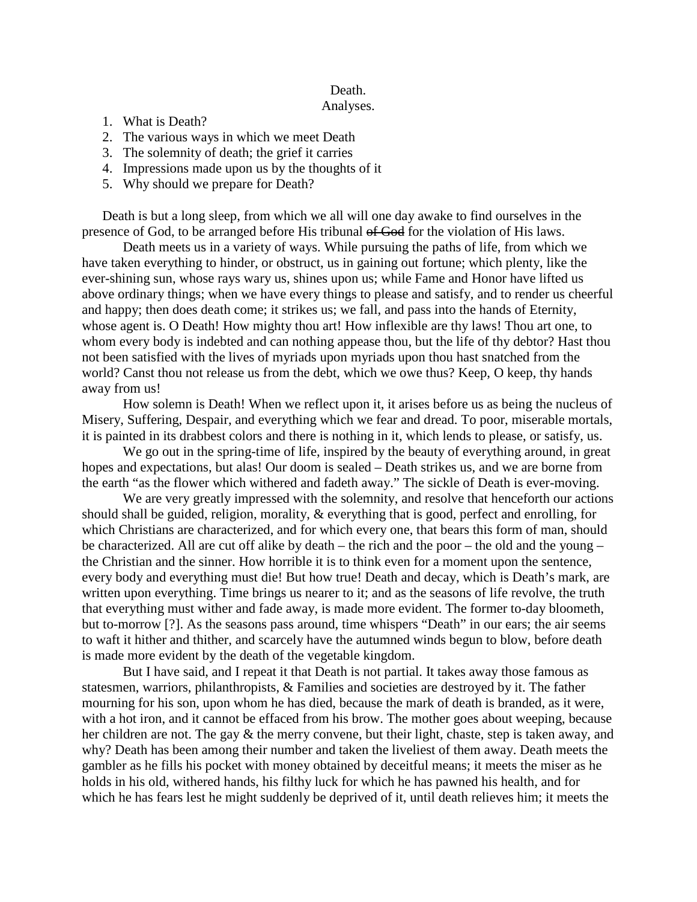Death.

Analyses.

1. What is Death?
2. The various ways in which we meet Death
3. The solemnity of death; the grief it carries
4. Impressions made upon us by the thoughts of it
5. Why should we prepare for Death?

Death is but a long sleep, from which we all will one day awake to find ourselves in the presence of God, to be arranged before His tribunal ~~of God~~ for the violation of His laws.

Death meets us in a variety of ways. While pursuing the paths of life, from which we have taken everything to hinder, or obstruct, us in gaining out fortune; which plenty, like the ever-shining sun, whose rays wary us, shines upon us; while Fame and Honor have lifted us above ordinary things; when we have every things to please and satisfy, and to render us cheerful and happy; then does death come; it strikes us; we fall, and pass into the hands of Eternity, whose agent is. O Death! How mighty thou art! How inflexible are thy laws! Thou art one, to whom every body is indebted and can nothing appease thou, but the life of thy debtor? Hast thou not been satisfied with the lives of myriads upon myriads upon thou hast snatched from the world? Canst thou not release us from the debt, which we owe thus? Keep, O keep, thy hands away from us!

How solemn is Death! When we reflect upon it, it arises before us as being the nucleus of Misery, Suffering, Despair, and everything which we fear and dread. To poor, miserable mortals, it is painted in its drabbest colors and there is nothing in it, which lends to please, or satisfy, us.

We go out in the spring-time of life, inspired by the beauty of everything around, in great hopes and expectations, but alas! Our doom is sealed – Death strikes us, and we are borne from the earth "as the flower which withered and fadeth away." The sickle of Death is ever-moving.

We are very greatly impressed with the solemnity, and resolve that henceforth our actions should shall be guided, religion, morality, & everything that is good, perfect and enrolling, for which Christians are characterized, and for which every one, that bears this form of man, should be characterized. All are cut off alike by death – the rich and the poor – the old and the young – the Christian and the sinner. How horrible it is to think even for a moment upon the sentence, every body and everything must die! But how true! Death and decay, which is Death's mark, are written upon everything. Time brings us nearer to it; and as the seasons of life revolve, the truth that everything must wither and fade away, is made more evident. The former to-day bloometh, but to-morrow [?]. As the seasons pass around, time whispers "Death" in our ears; the air seems to waft it hither and thither, and scarcely have the autumned winds begun to blow, before death is made more evident by the death of the vegetable kingdom.

But I have said, and I repeat it that Death is not partial. It takes away those famous as statesmen, warriors, philanthropists, & Families and societies are destroyed by it. The father mourning for his son, upon whom he has died, because the mark of death is branded, as it were, with a hot iron, and it cannot be effaced from his brow. The mother goes about weeping, because her children are not. The gay & the merry convene, but their light, chaste, step is taken away, and why? Death has been among their number and taken the liveliest of them away. Death meets the gambler as he fills his pocket with money obtained by deceitful means; it meets the miser as he holds in his old, withered hands, his filthy luck for which he has pawned his health, and for which he has fears lest he might suddenly be deprived of it, until death relieves him; it meets the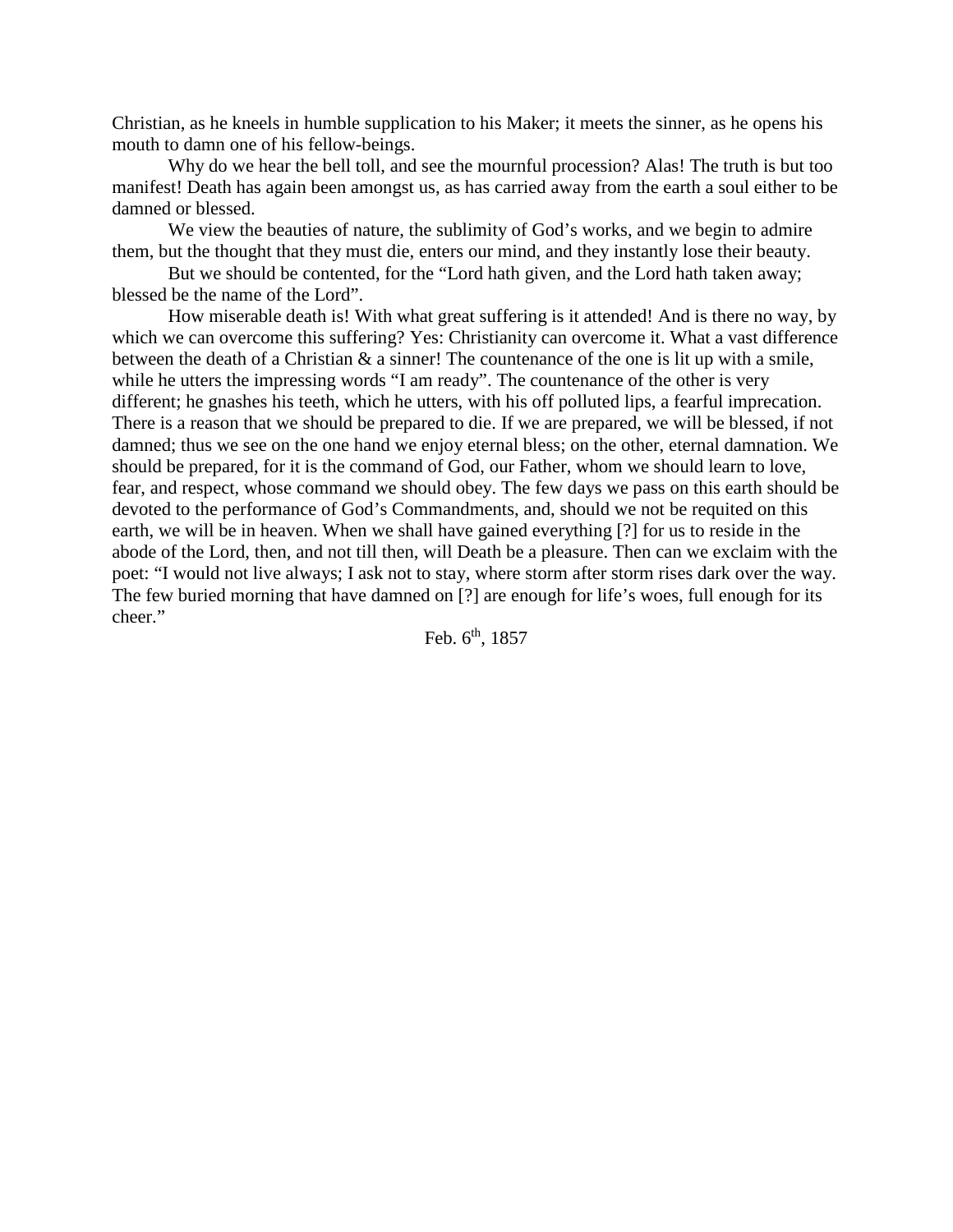Christian, as he kneels in humble supplication to his Maker; it meets the sinner, as he opens his mouth to damn one of his fellow-beings.

Why do we hear the bell toll, and see the mournful procession? Alas! The truth is but too manifest! Death has again been amongst us, as has carried away from the earth a soul either to be damned or blessed.

We view the beauties of nature, the sublimity of God's works, and we begin to admire them, but the thought that they must die, enters our mind, and they instantly lose their beauty.

But we should be contented, for the "Lord hath given, and the Lord hath taken away; blessed be the name of the Lord".

How miserable death is! With what great suffering is it attended! And is there no way, by which we can overcome this suffering? Yes: Christianity can overcome it. What a vast difference between the death of a Christian & a sinner! The countenance of the one is lit up with a smile, while he utters the impressing words "I am ready". The countenance of the other is very different; he gnashes his teeth, which he utters, with his off polluted lips, a fearful imprecation. There is a reason that we should be prepared to die. If we are prepared, we will be blessed, if not damned; thus we see on the one hand we enjoy eternal bless; on the other, eternal damnation. We should be prepared, for it is the command of God, our Father, whom we should learn to love, fear, and respect, whose command we should obey. The few days we pass on this earth should be devoted to the performance of God's Commandments, and, should we not be requited on this earth, we will be in heaven. When we shall have gained everything [?] for us to reside in the abode of the Lord, then, and not till then, will Death be a pleasure. Then can we exclaim with the poet: "I would not live always; I ask not to stay, where storm after storm rises dark over the way. The few buried morning that have damned on [?] are enough for life's woes, full enough for its cheer."

Feb. 6th, 1857